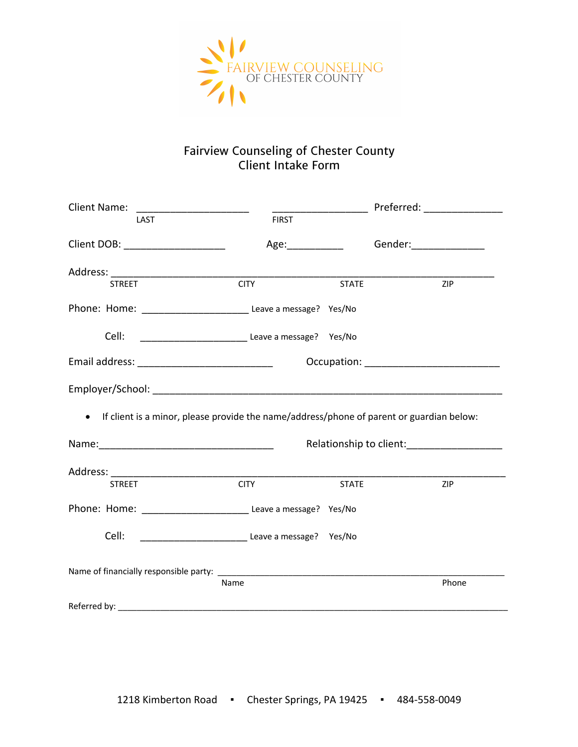FAIRVIEW COUNSELING
OF CHESTER COUNTY

# Fairview Counseling of Chester County
## Client Intake Form

Client Name: ____________________ ________________ Preferred: ______________
LAST FIRST

Client DOB: __________________ Age:__________ Gender:_____________

Address: ____________________________________________________________________
STREET CITY STATE ZIP

Phone: Home: ___________________ Leave a message? Yes/No

Cell: ___________________ Leave a message? Yes/No

Email address: ________________________ Occupation: ________________________

Employer/School: ______________________________________________________________

- If client is a minor, please provide the name/address/phone of parent or guardian below:

Name:________________________________ Relationship to client:_________________

Address: ______________________________________________________________________
STREET CITY STATE ZIP

Phone: Home: ___________________ Leave a message? Yes/No

Cell: ___________________ Leave a message? Yes/No

Name of financially responsible party: ____________________________________________________
Name Phone

Referred by: ____________________________________________________________________________

1218 Kimberton Road ▪ Chester Springs, PA 19425 ▪ 484-558-0049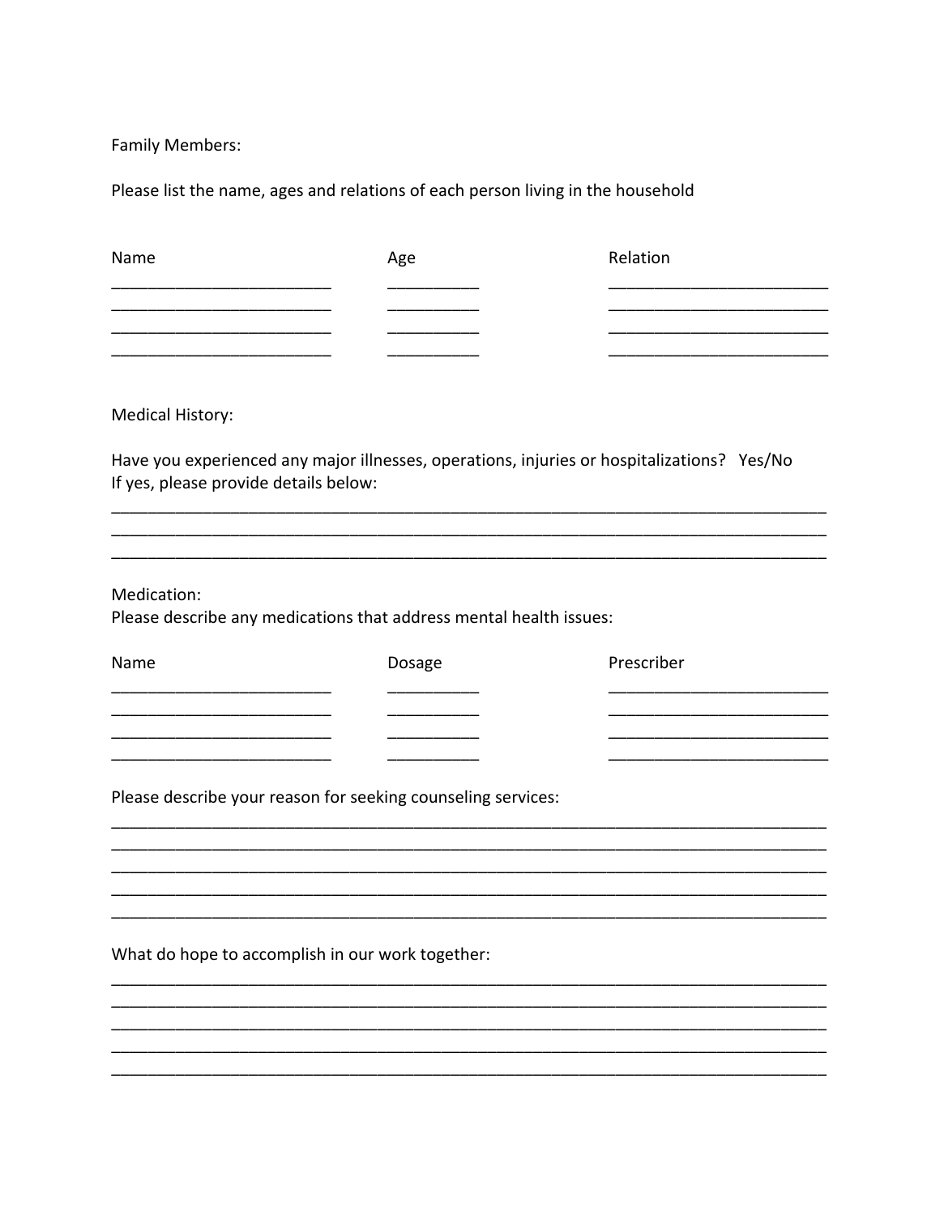Family Members:

Please list the name, ages and relations of each person living in the household

| Name | Age | Relation |
|---|---|---|
| ________________________ | __________ | ________________________ |
| ________________________ | __________ | ________________________ |
| ________________________ | __________ | ________________________ |
| ________________________ | __________ | ________________________ |

Medical History:

Have you experienced any major illnesses, operations, injuries or hospitalizations? Yes/No
If yes, please provide details below:

______________________________________________________________________________
______________________________________________________________________________
______________________________________________________________________________

Medication:
Please describe any medications that address mental health issues:

| Name | Dosage | Prescriber |
|---|---|---|
| ________________________ | __________ | ________________________ |
| ________________________ | __________ | ________________________ |
| ________________________ | __________ | ________________________ |
| ________________________ | __________ | ________________________ |

Please describe your reason for seeking counseling services:

______________________________________________________________________________
______________________________________________________________________________
______________________________________________________________________________
______________________________________________________________________________
______________________________________________________________________________

What do hope to accomplish in our work together:

______________________________________________________________________________
______________________________________________________________________________
______________________________________________________________________________
______________________________________________________________________________
______________________________________________________________________________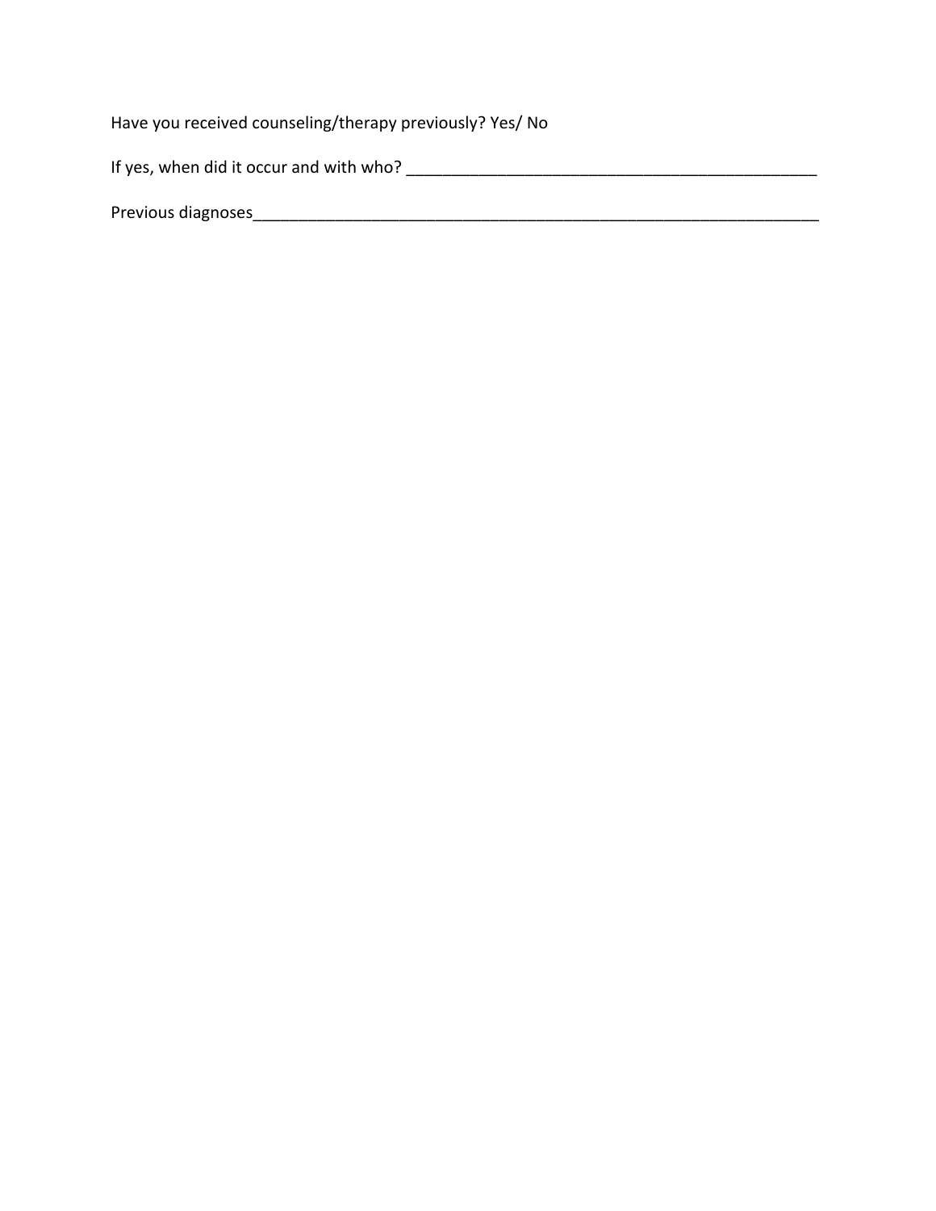Have you received counseling/therapy previously? Yes/ No

If yes, when did it occur and with who? _______________________________________________

Previous diagnoses__________________________________________________________________